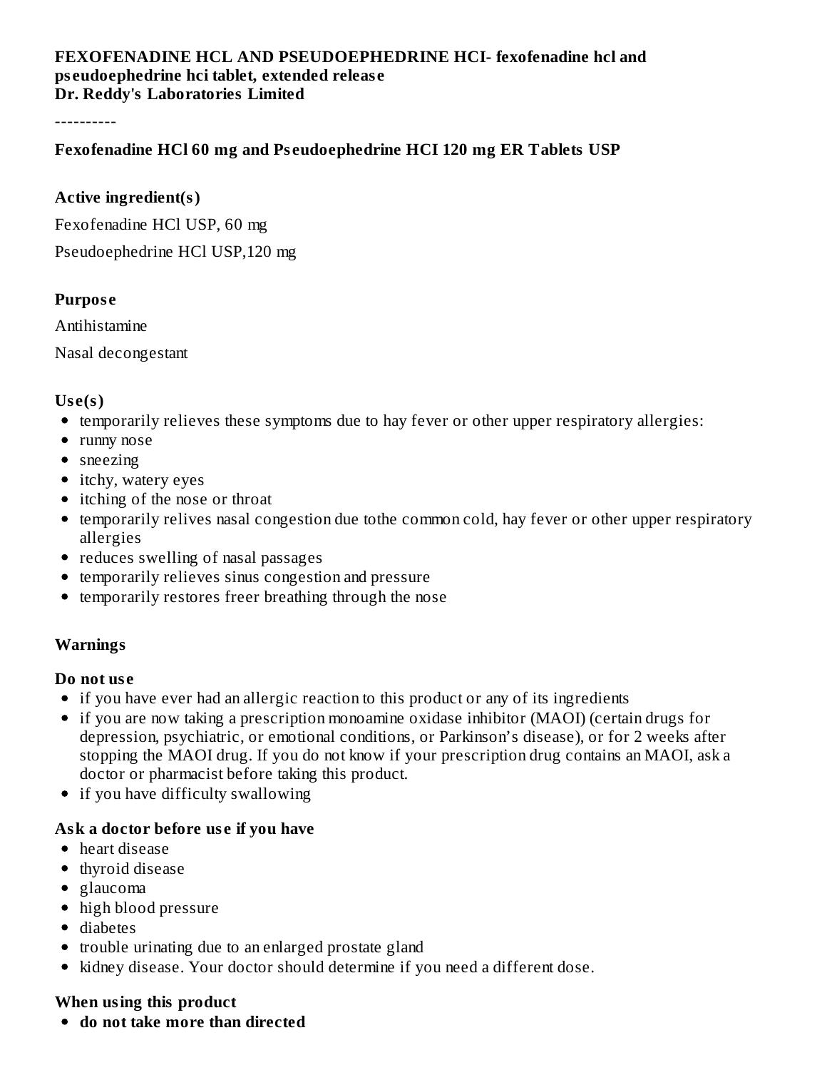**FEXOFENADINE HCL AND PSEUDOEPHEDRINE HCI- fexofenadine hcl and pseudoephedrine hci tablet, extended release**
**Dr. Reddy's Laboratories Limited**

----------

**Fexofenadine HCl 60 mg and Pseudoephedrine HCI 120 mg ER Tablets USP**

### Active ingredient(s)

Fexofenadine HCl USP, 60 mg

Pseudoephedrine HCl USP,120 mg

### Purpose

Antihistamine

Nasal decongestant

### Use(s)

- temporarily relieves these symptoms due to hay fever or other upper respiratory allergies:
- runny nose
- sneezing
- itchy, watery eyes
- itching of the nose or throat
- temporarily relives nasal congestion due tothe common cold, hay fever or other upper respiratory allergies
- reduces swelling of nasal passages
- temporarily relieves sinus congestion and pressure
- temporarily restores freer breathing through the nose

### Warnings

#### Do not use

- if you have ever had an allergic reaction to this product or any of its ingredients
- if you are now taking a prescription monoamine oxidase inhibitor (MAOI) (certain drugs for depression, psychiatric, or emotional conditions, or Parkinson's disease), or for 2 weeks after stopping the MAOI drug. If you do not know if your prescription drug contains an MAOI, ask a doctor or pharmacist before taking this product.
- if you have difficulty swallowing

#### Ask a doctor before use if you have

- heart disease
- thyroid disease
- glaucoma
- high blood pressure
- diabetes
- trouble urinating due to an enlarged prostate gland
- kidney disease. Your doctor should determine if you need a different dose.

#### When using this product

- **do not take more than directed**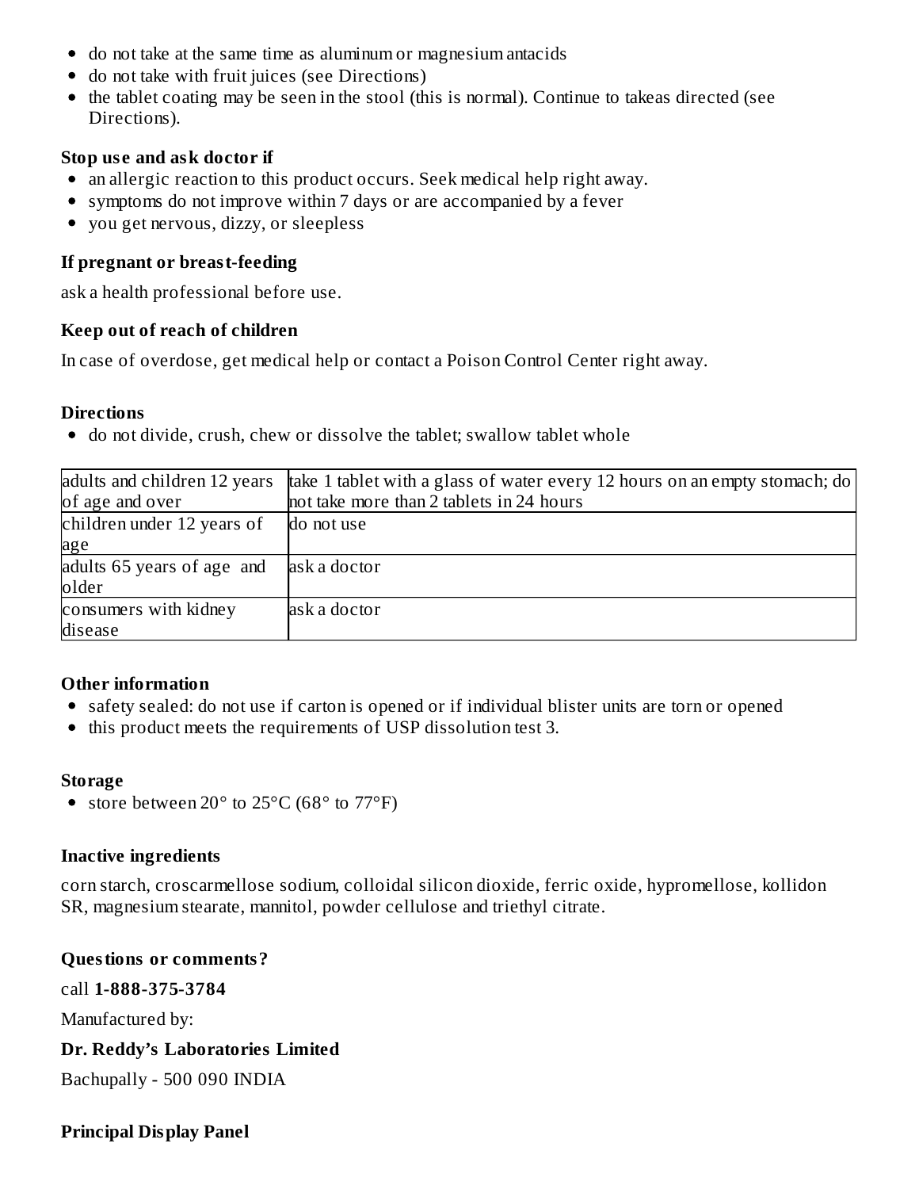- do not take at the same time as aluminum or magnesium antacids
- do not take with fruit juices (see Directions)
- the tablet coating may be seen in the stool (this is normal). Continue to takeas directed (see Directions).

**Stop use and ask doctor if**

- an allergic reaction to this product occurs. Seek medical help right away.
- symptoms do not improve within 7 days or are accompanied by a fever
- you get nervous, dizzy, or sleepless

**If pregnant or breast-feeding**

ask a health professional before use.

**Keep out of reach of children**

In case of overdose, get medical help or contact a Poison Control Center right away.

**Directions**

- do not divide, crush, chew or dissolve the tablet; swallow tablet whole

| | |
|---|---|
| adults and children 12 years of age and over | take 1 tablet with a glass of water every 12 hours on an empty stomach; do not take more than 2 tablets in 24 hours |
| children under 12 years of age | do not use |
| adults 65 years of age and older | ask a doctor |
| consumers with kidney disease | ask a doctor |

**Other information**

- safety sealed: do not use if carton is opened or if individual blister units are torn or opened
- this product meets the requirements of USP dissolution test 3.

**Storage**

- store between 20° to 25°C (68° to 77°F)

**Inactive ingredients**

corn starch, croscarmellose sodium, colloidal silicon dioxide, ferric oxide, hypromellose, kollidon SR, magnesium stearate, mannitol, powder cellulose and triethyl citrate.

**Questions or comments?**

call **1-888-375-3784**

Manufactured by:

**Dr. Reddy's Laboratories Limited**

Bachupally - 500 090 INDIA

**Principal Display Panel**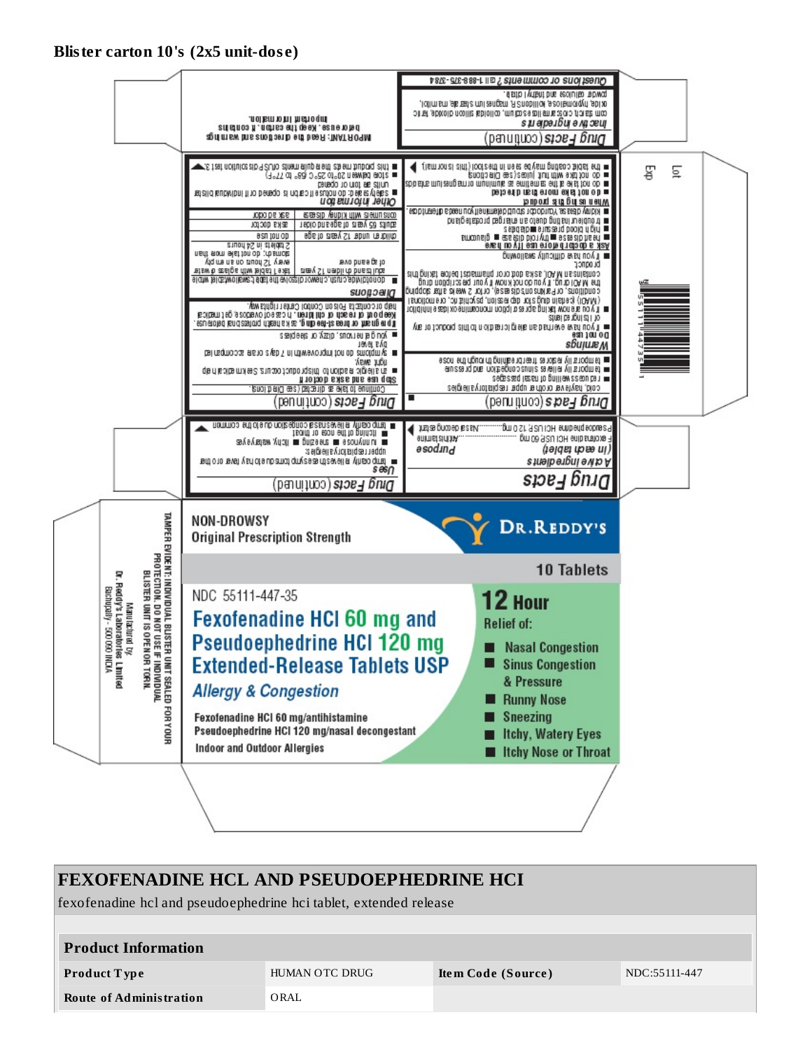**Blister carton 10's (2x5 unit-dose)**

NON-DROWSY
Original Prescription Strength

DR.REDDY'S

10 Tablets

NDC 55111-447-35

**Fexofenadine HCl 60 mg and Pseudoephedrine HCl 120 mg Extended-Release Tablets USP**

*Allergy & Congestion*

Fexofenadine HCl 60 mg/antihistamine
Pseudoephedrine HCl 120 mg/nasal decongestant
Indoor and Outdoor Allergies

**12 Hour**
Relief of:

- Nasal Congestion
- Sinus Congestion & Pressure
- Runny Nose
- Sneezing
- Itchy, Watery Eyes
- Itchy Nose or Throat

TAMPER EVIDENT: INDIVIDUAL BLISTER UNIT SEALED FOR YOUR PROTECTION. DO NOT USE IF INDIVIDUAL BLISTER UNIT IS OPEN OR TORN.

Manufactured by:
Dr. Reddy's Laboratories Limited
Bachupally – 500 090 INDIA

Lot
Exp

**Drug Facts**

**Active ingredients (in each tablet)** — **Purpose**
Fexofenadine HCl USP 60 mg ............ Antihistamine
Pseudoephedrine HCl USP 120 mg ............ Nasal decongestant

**Drug Facts (continued)**

**Uses**
- temporarily relieves these symptoms due to hay fever or other upper respiratory allergies:
  - runny nose
  - sneezing
  - itchy, watery eyes
  - itching of the nose or throat
- temporarily relieves nasal congestion due to the common cold, hay fever or other upper respiratory allergies
- reduces swelling of nasal passages
- temporarily relieves sinus congestion and pressure
- temporarily restores freer breathing through the nose

**Warnings**
**Do not use**
- if you have ever had an allergic reaction to this product or any of its ingredients
- if you are now taking a prescription monoamine oxidase inhibitor (MAOI) (certain drugs for depression, psychiatric, or emotional conditions, or Parkinson's disease), or for 2 weeks after stopping the MAOI drug. If you do not know if your prescription drug contains an MAOI, ask a doctor or pharmacist before taking this product.
- if you have ever had difficulty swallowing

**Ask a doctor before use if you have**
- heart disease
- thyroid disease
- glaucoma
- high blood pressure
- diabetes
- trouble urinating due to an enlarged prostate gland
- kidney disease. Your doctor should determine if you need a different dose.

**When using this product**
- do not take more than directed
- do not take at the same time as aluminum or magnesium antacids
- do not take with fruit juices (see Directions)
- the tablet coating may be seen in the stool (this is normal)

**Drug Facts (continued)**

Continue to take as directed (see Directions).

**Stop use and ask a doctor if**
- an allergic reaction to this product occurs. Seek medical help right away.
- symptoms do not improve within 7 days or are accompanied by a fever
- you get nervous, dizzy, or sleepless

**If pregnant or breast-feeding,** ask a health professional before use.
**Keep out of reach of children.** In case of overdose, get medical help or contact a Poison Control Center right away.

**Directions**
- do not divide, crush, chew or dissolve the tablet; swallow tablet whole

| | |
|---|---|
| adults and children 12 years of age and over | take 1 tablet with a glass of water every 12 hours on an empty stomach; do not take more than 2 tablets in 24 hours |
| children under 12 years of age | do not use |
| adults 65 years of age and older | ask a doctor |
| consumers with kidney disease | ask a doctor |

**Other information**
- safety sealed: do not use if carton is opened or if individual blister units are torn or opened
- store between 20° to 25°C (68° to 77°F)
- this product meets the requirements of USP Dissolution Test 3.

**Drug Facts (continued)**

**Inactive ingredients**
corn starch, croscarmellose sodium, colloidal silicon dioxide, ferric oxide, hypromellose, kollidon SR, magnesium stearate, mannitol, povidone, sucralose, and triacetin.

**Questions or comments?** call 1-888-375-3784

IMPORTANT: Read the directions and warnings before use. Keep the carton. It contains important information.

# FEXOFENADINE HCL AND PSEUDOEPHEDRINE HCI

fexofenadine hcl and pseudoephedrine hci tablet, extended release

| **Product Information** | | | |
|---|---|---|---|
| **Product Type** | HUMAN OTC DRUG | **Item Code (Source)** | NDC:55111-447 |
| **Route of Administration** | ORAL | | |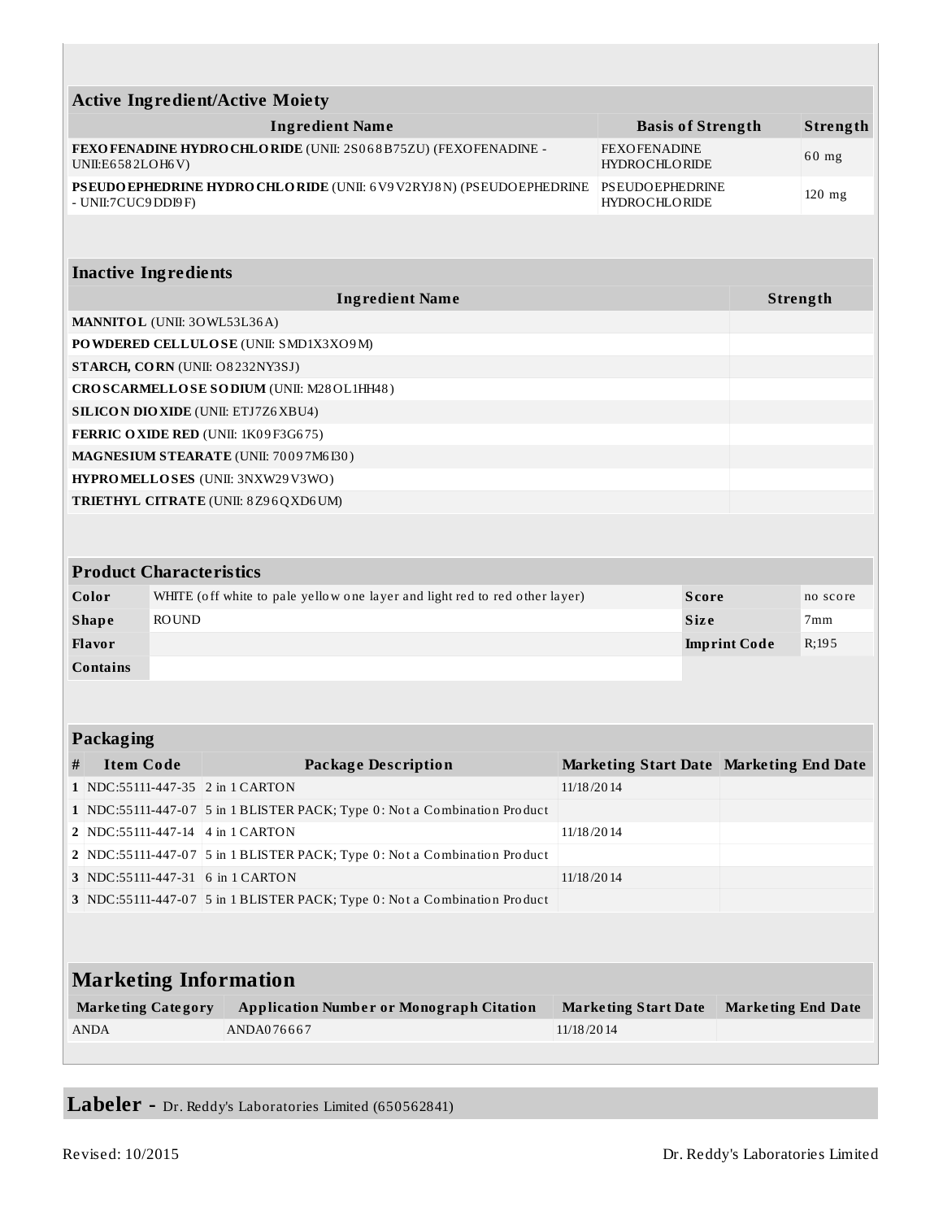### Active Ingredient/Active Moiety

| Ingredient Name | Basis of Strength | Strength |
|---|---|---|
| **FEXOFENADINE HYDROCHLORIDE** (UNII: 2S068B75ZU) (FEXOFENADINE - UNII:E6582LOH6V) | FEXOFENADINE HYDROCHLORIDE | 60 mg |
| **PSEUDOEPHEDRINE HYDROCHLORIDE** (UNII: 6V9V2RYJ8N) (PSEUDOEPHEDRINE - UNII:7CUC9DDI9F) | PSEUDOEPHEDRINE HYDROCHLORIDE | 120 mg |

### Inactive Ingredients

| Ingredient Name | Strength |
|---|---|
| **MANNITOL** (UNII: 3OWL53L36A) | |
| **POWDERED CELLULOSE** (UNII: SMD1X3XO9M) | |
| **STARCH, CORN** (UNII: O8232NY3SJ) | |
| **CROSCARMELLOSE SODIUM** (UNII: M28OL1HH48) | |
| **SILICON DIOXIDE** (UNII: ETJ7Z6XBU4) | |
| **FERRIC OXIDE RED** (UNII: 1K09F3G675) | |
| **MAGNESIUM STEARATE** (UNII: 70097M6I30) | |
| **HYPROMELLOSES** (UNII: 3NXW29V3WO) | |
| **TRIETHYL CITRATE** (UNII: 8Z96QXD6UM) | |

### Product Characteristics

| | | | |
|---|---|---|---|
| **Color** | WHITE (off white to pale yellow one layer and light red to red other layer) | **Score** | no score |
| **Shape** | ROUND | **Size** | 7mm |
| **Flavor** | | **Imprint Code** | R;195 |
| **Contains** | | | |

### Packaging

| # | Item Code | Package Description | Marketing Start Date | Marketing End Date |
|---|---|---|---|---|
| 1 | NDC:55111-447-35 | 2 in 1 CARTON | 11/18/2014 | |
| 1 | NDC:55111-447-07 | 5 in 1 BLISTER PACK; Type 0: Not a Combination Product | | |
| 2 | NDC:55111-447-14 | 4 in 1 CARTON | 11/18/2014 | |
| 2 | NDC:55111-447-07 | 5 in 1 BLISTER PACK; Type 0: Not a Combination Product | | |
| 3 | NDC:55111-447-31 | 6 in 1 CARTON | 11/18/2014 | |
| 3 | NDC:55111-447-07 | 5 in 1 BLISTER PACK; Type 0: Not a Combination Product | | |

## Marketing Information

| Marketing Category | Application Number or Monograph Citation | Marketing Start Date | Marketing End Date |
|---|---|---|---|
| ANDA | ANDA076667 | 11/18/2014 | |

## Labeler - Dr. Reddy's Laboratories Limited (650562841)

Revised: 10/2015

Dr. Reddy's Laboratories Limited